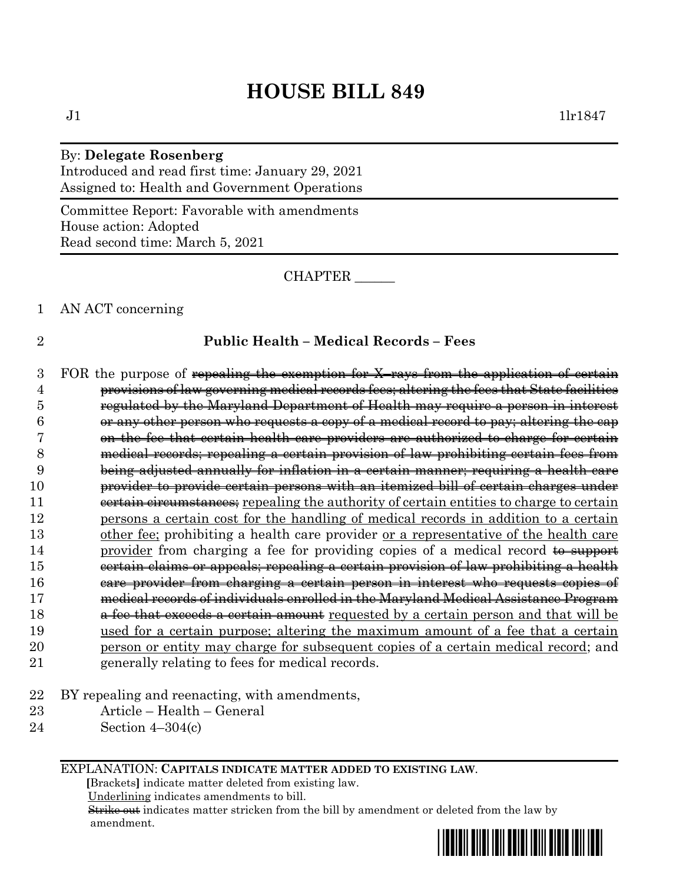# HOUSE BILL 849

J1 1lr1847

By: **Delegate Rosenberg**
Introduced and read first time: January 29, 2021
Assigned to: Health and Government Operations

Committee Report: Favorable with amendments
House action: Adopted
Read second time: March 5, 2021

CHAPTER ______

1 AN ACT concerning

2 **Public Health – Medical Records – Fees**

3 FOR the purpose of ~~repealing the exemption for X–rays from the application of certain~~
4 ~~provisions of law governing medical records fees; altering the fees that State facilities~~
5 ~~regulated by the Maryland Department of Health may require a person in interest~~
6 ~~or any other person who requests a copy of a medical record to pay; altering the cap~~
7 ~~on the fee that certain health care providers are authorized to charge for certain~~
8 ~~medical records; repealing a certain provision of law prohibiting certain fees from~~
9 ~~being adjusted annually for inflation in a certain manner; requiring a health care~~
10 ~~provider to provide certain persons with an itemized bill of certain charges under~~
11 ~~certain circumstances;~~ <u>repealing the authority of certain entities to charge to certain</u>
12 <u>persons a certain cost for the handling of medical records in addition to a certain</u>
13 <u>other fee;</u> prohibiting a health care provider <u>or a representative of the health care</u>
14 <u>provider</u> from charging a fee for providing copies of a medical record ~~to support~~
15 ~~certain claims or appeals; repealing a certain provision of law prohibiting a health~~
16 ~~care provider from charging a certain person in interest who requests copies of~~
17 ~~medical records of individuals enrolled in the Maryland Medical Assistance Program~~
18 ~~a fee that exceeds a certain amount~~ <u>requested by a certain person and that will be</u>
19 <u>used for a certain purpose; altering the maximum amount of a fee that a certain</u>
20 <u>person or entity may charge for subsequent copies of a certain medical record</u>; and
21 generally relating to fees for medical records.

22 BY repealing and reenacting, with amendments,
23 Article – Health – General
24 Section 4–304(c)

EXPLANATION: **CAPITALS INDICATE MATTER ADDED TO EXISTING LAW.**
**[**Brackets**]** indicate matter deleted from existing law.
<u>Underlining</u> indicates amendments to bill.
~~Strike out~~ indicates matter stricken from the bill by amendment or deleted from the law by amendment.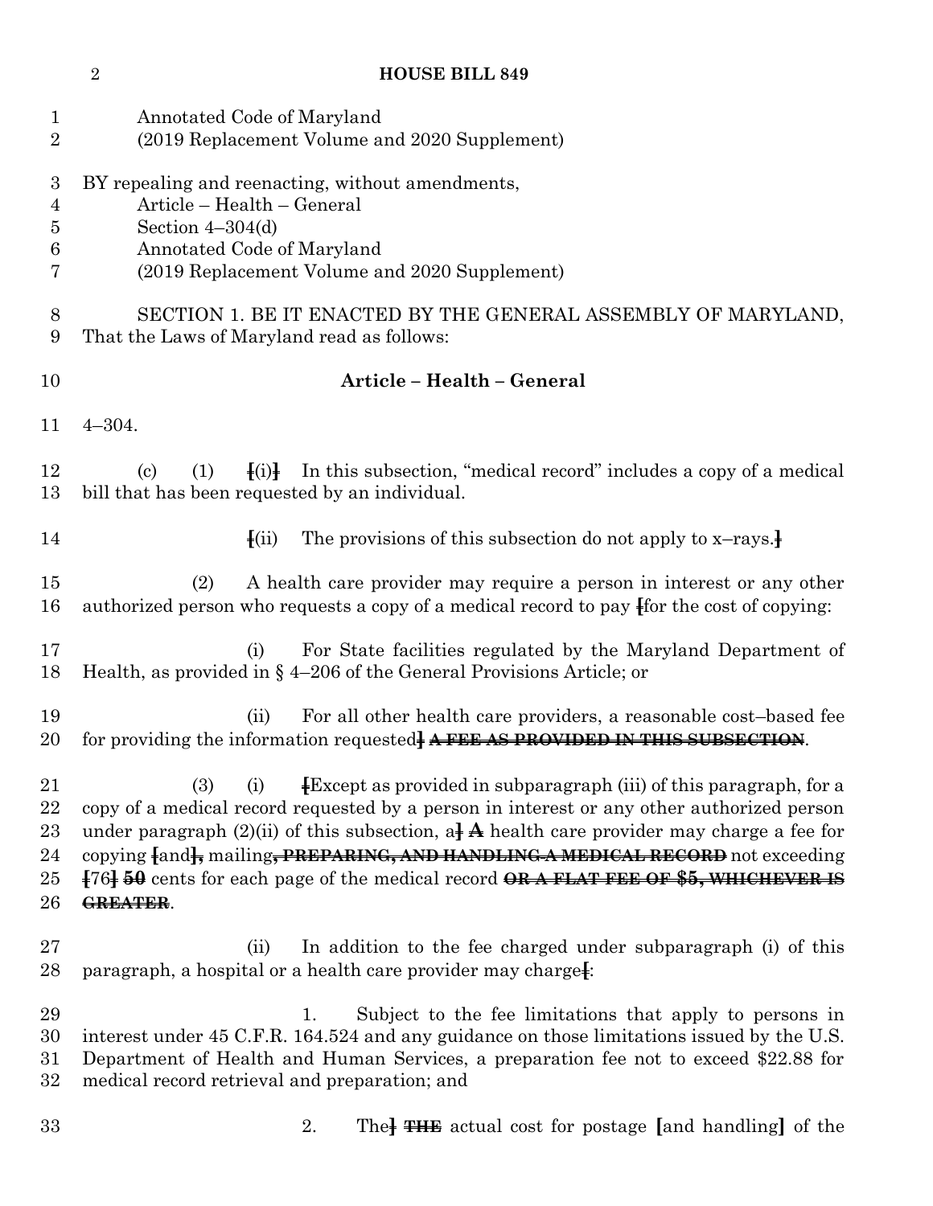Annotated Code of Maryland
(2019 Replacement Volume and 2020 Supplement)

BY repealing and reenacting, without amendments,
Article – Health – General
Section 4–304(d)
Annotated Code of Maryland
(2019 Replacement Volume and 2020 Supplement)

SECTION 1. BE IT ENACTED BY THE GENERAL ASSEMBLY OF MARYLAND, That the Laws of Maryland read as follows:

**Article – Health – General**

4–304.

(c) (1) [(i)] In this subsection, "medical record" includes a copy of a medical bill that has been requested by an individual.

[(ii) The provisions of this subsection do not apply to x–rays.]

(2) A health care provider may require a person in interest or any other authorized person who requests a copy of a medical record to pay [for the cost of copying:

(i) For State facilities regulated by the Maryland Department of Health, as provided in § 4–206 of the General Provisions Article; or

(ii) For all other health care providers, a reasonable cost–based fee for providing the information requested] ~~A FEE AS PROVIDED IN THIS SUBSECTION~~.

(3) (i) [Except as provided in subparagraph (iii) of this paragraph, for a copy of a medical record requested by a person in interest or any other authorized person under paragraph (2)(ii) of this subsection, a] **A** health care provider may charge a fee for copying [and], mailing~~, PREPARING, AND HANDLING A MEDICAL RECORD~~ not exceeding [76] **50** cents for each page of the medical record ~~OR A FLAT FEE OF \$5, WHICHEVER IS GREATER~~.

(ii) In addition to the fee charged under subparagraph (i) of this paragraph, a hospital or a health care provider may charge[:

1. Subject to the fee limitations that apply to persons in interest under 45 C.F.R. 164.524 and any guidance on those limitations issued by the U.S. Department of Health and Human Services, a preparation fee not to exceed \$22.88 for medical record retrieval and preparation; and

2. The] ~~THE~~ actual cost for postage [and handling] of the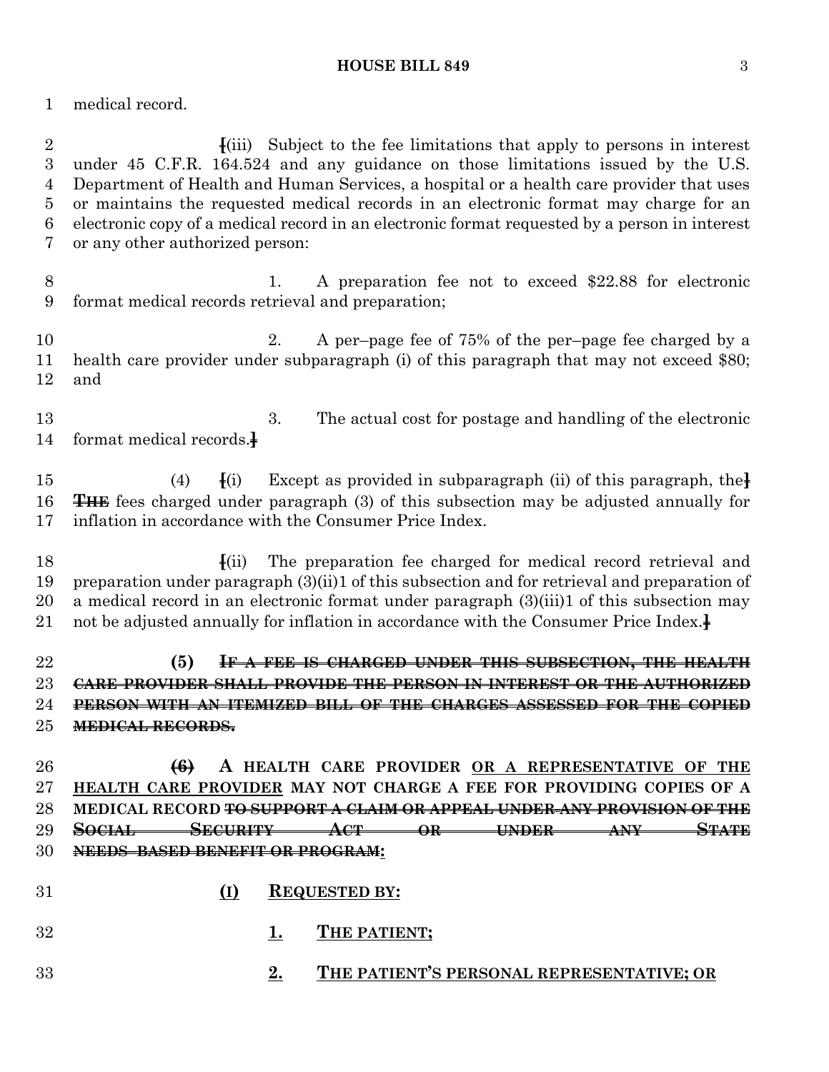medical record.

[(iii) Subject to the fee limitations that apply to persons in interest under 45 C.F.R. 164.524 and any guidance on those limitations issued by the U.S. Department of Health and Human Services, a hospital or a health care provider that uses or maintains the requested medical records in an electronic format may charge for an electronic copy of a medical record in an electronic format requested by a person in interest or any other authorized person:

1. A preparation fee not to exceed $22.88 for electronic format medical records retrieval and preparation;

2. A per–page fee of 75% of the per–page fee charged by a health care provider under subparagraph (i) of this paragraph that may not exceed $80; and

3. The actual cost for postage and handling of the electronic format medical records.]

(4) [(i) Except as provided in subparagraph (ii) of this paragraph, the] ~~**THE**~~ fees charged under paragraph (3) of this subsection may be adjusted annually for inflation in accordance with the Consumer Price Index.

[(ii) The preparation fee charged for medical record retrieval and preparation under paragraph (3)(ii)1 of this subsection and for retrieval and preparation of a medical record in an electronic format under paragraph (3)(iii)1 of this subsection may not be adjusted annually for inflation in accordance with the Consumer Price Index.]

**(5)** ~~**IF A FEE IS CHARGED UNDER THIS SUBSECTION, THE HEALTH CARE PROVIDER SHALL PROVIDE THE PERSON IN INTEREST OR THE AUTHORIZED PERSON WITH AN ITEMIZED BILL OF THE CHARGES ASSESSED FOR THE COPIED MEDICAL RECORDS.**~~

~~**(6)**~~ **A HEALTH CARE PROVIDER** <u>**OR A REPRESENTATIVE OF THE HEALTH CARE PROVIDER**</u> **MAY NOT CHARGE A FEE FOR PROVIDING COPIES OF A MEDICAL RECORD** ~~**TO SUPPORT A CLAIM OR APPEAL UNDER ANY PROVISION OF THE SOCIAL SECURITY ACT OR UNDER ANY STATE NEEDS–BASED BENEFIT OR PROGRAM**~~<u>**:**</u>

<u>**(I)**</u> <u>**REQUESTED BY:**</u>

<u>**1.**</u> <u>**THE PATIENT;**</u>

<u>**2.**</u> <u>**THE PATIENT'S PERSONAL REPRESENTATIVE; OR**</u>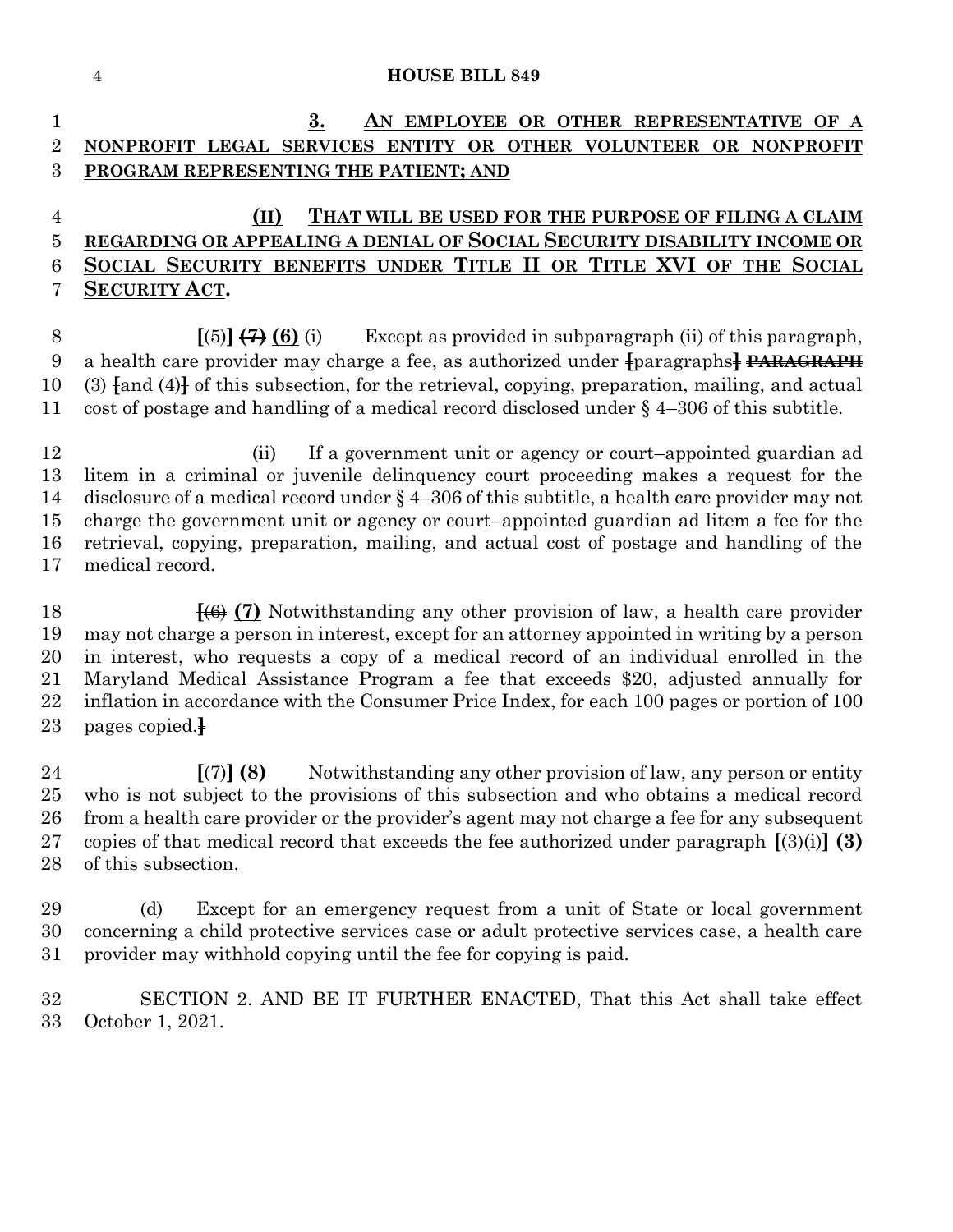3. AN EMPLOYEE OR OTHER REPRESENTATIVE OF A NONPROFIT LEGAL SERVICES ENTITY OR OTHER VOLUNTEER OR NONPROFIT PROGRAM REPRESENTING THE PATIENT; AND

(II) THAT WILL BE USED FOR THE PURPOSE OF FILING A CLAIM REGARDING OR APPEALING A DENIAL OF SOCIAL SECURITY DISABILITY INCOME OR SOCIAL SECURITY BENEFITS UNDER TITLE II OR TITLE XVI OF THE SOCIAL SECURITY ACT.

[(5)] ~~(7)~~ **(6)** (i) Except as provided in subparagraph (ii) of this paragraph, a health care provider may charge a fee, as authorized under ~~[paragraphs]~~ ~~PARAGRAPH~~ (3) ~~[and (4)]~~ of this subsection, for the retrieval, copying, preparation, mailing, and actual cost of postage and handling of a medical record disclosed under § 4–306 of this subtitle.

(ii) If a government unit or agency or court–appointed guardian ad litem in a criminal or juvenile delinquency court proceeding makes a request for the disclosure of a medical record under § 4–306 of this subtitle, a health care provider may not charge the government unit or agency or court–appointed guardian ad litem a fee for the retrieval, copying, preparation, mailing, and actual cost of postage and handling of the medical record.

~~[(6)~~ **(7)** Notwithstanding any other provision of law, a health care provider may not charge a person in interest, except for an attorney appointed in writing by a person in interest, who requests a copy of a medical record of an individual enrolled in the Maryland Medical Assistance Program a fee that exceeds $20, adjusted annually for inflation in accordance with the Consumer Price Index, for each 100 pages or portion of 100 pages copied.~~]~~

[(7)] **(8)** Notwithstanding any other provision of law, any person or entity who is not subject to the provisions of this subsection and who obtains a medical record from a health care provider or the provider's agent may not charge a fee for any subsequent copies of that medical record that exceeds the fee authorized under paragraph [(3)(i)] **(3)** of this subsection.

(d) Except for an emergency request from a unit of State or local government concerning a child protective services case or adult protective services case, a health care provider may withhold copying until the fee for copying is paid.

SECTION 2. AND BE IT FURTHER ENACTED, That this Act shall take effect October 1, 2021.